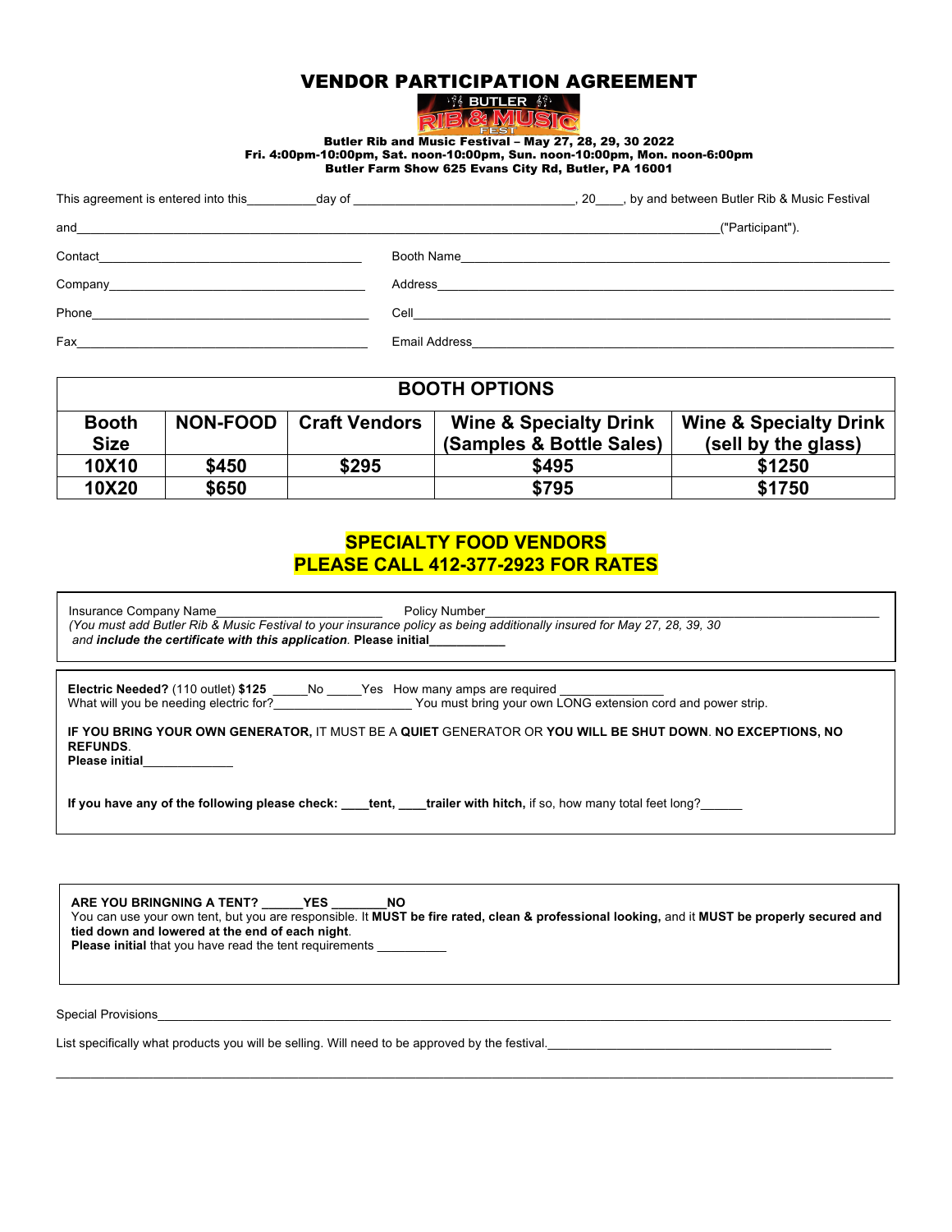// VENDOR PARTICIPATION AGREEMENT

**Butler Rib and Music Festival – May 27, 28, 29, 30 2022**
**Fri. 4:00pm-10:00pm, Sat. noon-10:00pm, Sun. noon-10:00pm, Mon. noon-6:00pm**
**Butler Farm Show 625 Evans City Rd, Butler, PA 16001**

This agreement is entered into this__________day of ________________________________, 20____, by and between Butler Rib & Music Festival

and________________________________________________________________________________("Participant").

Contact______________________________________ Booth Name_____________________________________________________________

Company_____________________________________ Address________________________________________________________________

Phone_______________________________________ Cell___________________________________________________________________

Fax_________________________________________ Email Address__________________________________________________________

| BOOTH OPTIONS | | | | |
|---|---|---|---|---|
| **Booth Size** | **NON-FOOD** | **Craft Vendors** | **Wine & Specialty Drink (Samples & Bottle Sales)** | **Wine & Specialty Drink (sell by the glass)** |
| **10X10** | **$450** | **$295** | **$495** | **$1250** |
| **10X20** | **$650** | | **$795** | **$1750** |

## SPECIALTY FOOD VENDORS
## PLEASE CALL 412-377-2923 FOR RATES

Insurance Company Name________________________ Policy Number__________________________________________________________
*(You must add Butler Rib & Music Festival to your insurance policy as being additionally insured for May 27, 28, 39, 30 and* ***include the certificate with this application****.* **Please initial**___________

**Electric Needed?** (110 outlet) **$125** _____No _____Yes How many amps are required _______________
What will you be needing electric for?____________________ You must bring your own LONG extension cord and power strip.

**IF YOU BRING YOUR OWN GENERATOR,** IT MUST BE A **QUIET** GENERATOR OR **YOU WILL BE SHUT DOWN**. **NO EXCEPTIONS, NO REFUNDS**.
**Please initial**_____________

**If you have any of the following please check: ____tent, ____trailer with hitch,** if so, how many total feet long?______

**ARE YOU BRINGNING A TENT? ______YES ________NO**
You can use your own tent, but you are responsible. It **MUST be fire rated, clean & professional looking,** and it **MUST be properly secured and tied down and lowered at the end of each night**.
**Please initial** that you have read the tent requirements __________

Special Provisions__________________________________________________________________________________________________

List specifically what products you will be selling. Will need to be approved by the festival.__________________________________________

____________________________________________________________________________________________________________________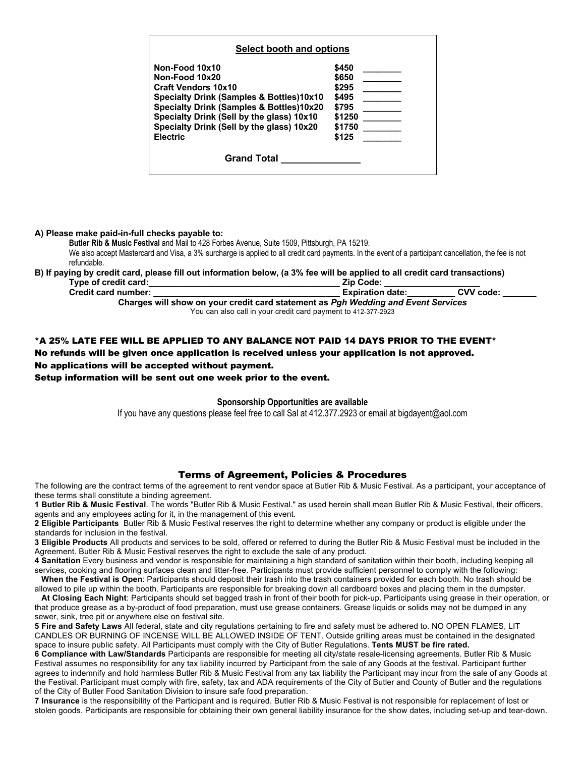## Select booth and options

| Option | Price | |
|---|---|---|
| **Non-Food 10x10** | **$450** | ________ |
| **Non-Food 10x20** | **$650** | ________ |
| **Craft Vendors 10x10** | **$295** | ________ |
| **Specialty Drink (Samples & Bottles)10x10** | **$495** | ________ |
| **Specialty Drink (Samples & Bottles)10x20** | **$795** | ________ |
| **Specialty Drink (Sell by the glass) 10x10** | **$1250** | ________ |
| **Specialty Drink (Sell by the glass) 10x20** | **$1750** | ________ |
| **Electric** | **$125** | ________ |

**Grand Total** _______________

**A) Please make paid-in-full checks payable to:**

**Butler Rib & Music Festival** and Mail to 428 Forbes Avenue, Suite 1509, Pittsburgh, PA 15219.
We also accept Mastercard and Visa, a 3% surcharge is applied to all credit card payments. In the event of a participant cancellation, the fee is not refundable.

**B) If paying by credit card, please fill out information below, (a 3% fee will be applied to all credit card transactions)**

**Type of credit card:**_______________________________________ **Zip Code:** __________________

**Credit card number:** _______________________________________ **Expiration date:**__________ **CVV code:** _______

**Charges will show on your credit card statement as *Pgh Wedding and Event Services***

You can also call in your credit card payment to 412-377-2923

**\*A 25% LATE FEE WILL BE APPLIED TO ANY BALANCE NOT PAID 14 DAYS PRIOR TO THE EVENT\***

**No refunds will be given once application is received unless your application is not approved.**

**No applications will be accepted without payment.**

**Setup information will be sent out one week prior to the event.**

**Sponsorship Opportunities are available**

If you have any questions please feel free to call Sal at 412.377.2923 or email at bigdayent@aol.com

## Terms of Agreement, Policies & Procedures

The following are the contract terms of the agreement to rent vendor space at Butler Rib & Music Festival. As a participant, your acceptance of these terms shall constitute a binding agreement.

**1 Butler Rib & Music Festival**. The words "Butler Rib & Music Festival." as used herein shall mean Butler Rib & Music Festival, their officers, agents and any employees acting for it, in the management of this event.

**2 Eligible Participants** Butler Rib & Music Festival reserves the right to determine whether any company or product is eligible under the standards for inclusion in the festival.

**3 Eligible Products** All products and services to be sold, offered or referred to during the Butler Rib & Music Festival must be included in the Agreement. Butler Rib & Music Festival reserves the right to exclude the sale of any product.

**4 Sanitation** Every business and vendor is responsible for maintaining a high standard of sanitation within their booth, including keeping all services, cooking and flooring surfaces clean and litter-free. Participants must provide sufficient personnel to comply with the following:

**When the Festival is Open**: Participants should deposit their trash into the trash containers provided for each booth. No trash should be allowed to pile up within the booth. Participants are responsible for breaking down all cardboard boxes and placing them in the dumpster.

**At Closing Each Night**: Participants should set bagged trash in front of their booth for pick-up. Participants using grease in their operation, or that produce grease as a by-product of food preparation, must use grease containers. Grease liquids or solids may not be dumped in any sewer, sink, tree pit or anywhere else on festival site.

**5 Fire and Safety Laws** All federal, state and city regulations pertaining to fire and safety must be adhered to. NO OPEN FLAMES, LIT CANDLES OR BURNING OF INCENSE WILL BE ALLOWED INSIDE OF TENT. Outside grilling areas must be contained in the designated space to insure public safety. All Participants must comply with the City of Butler Regulations. **Tents MUST be fire rated.**

**6 Compliance with Law/Standards** Participants are responsible for meeting all city/state resale-licensing agreements. Butler Rib & Music Festival assumes no responsibility for any tax liability incurred by Participant from the sale of any Goods at the festival. Participant further agrees to indemnify and hold harmless Butler Rib & Music Festival from any tax liability the Participant may incur from the sale of any Goods at the Festival. Participant must comply with fire, safety, tax and ADA requirements of the City of Butler and County of Butler and the regulations of the City of Butler Food Sanitation Division to insure safe food preparation.

**7 Insurance** is the responsibility of the Participant and is required. Butler Rib & Music Festival is not responsible for replacement of lost or stolen goods. Participants are responsible for obtaining their own general liability insurance for the show dates, including set-up and tear-down.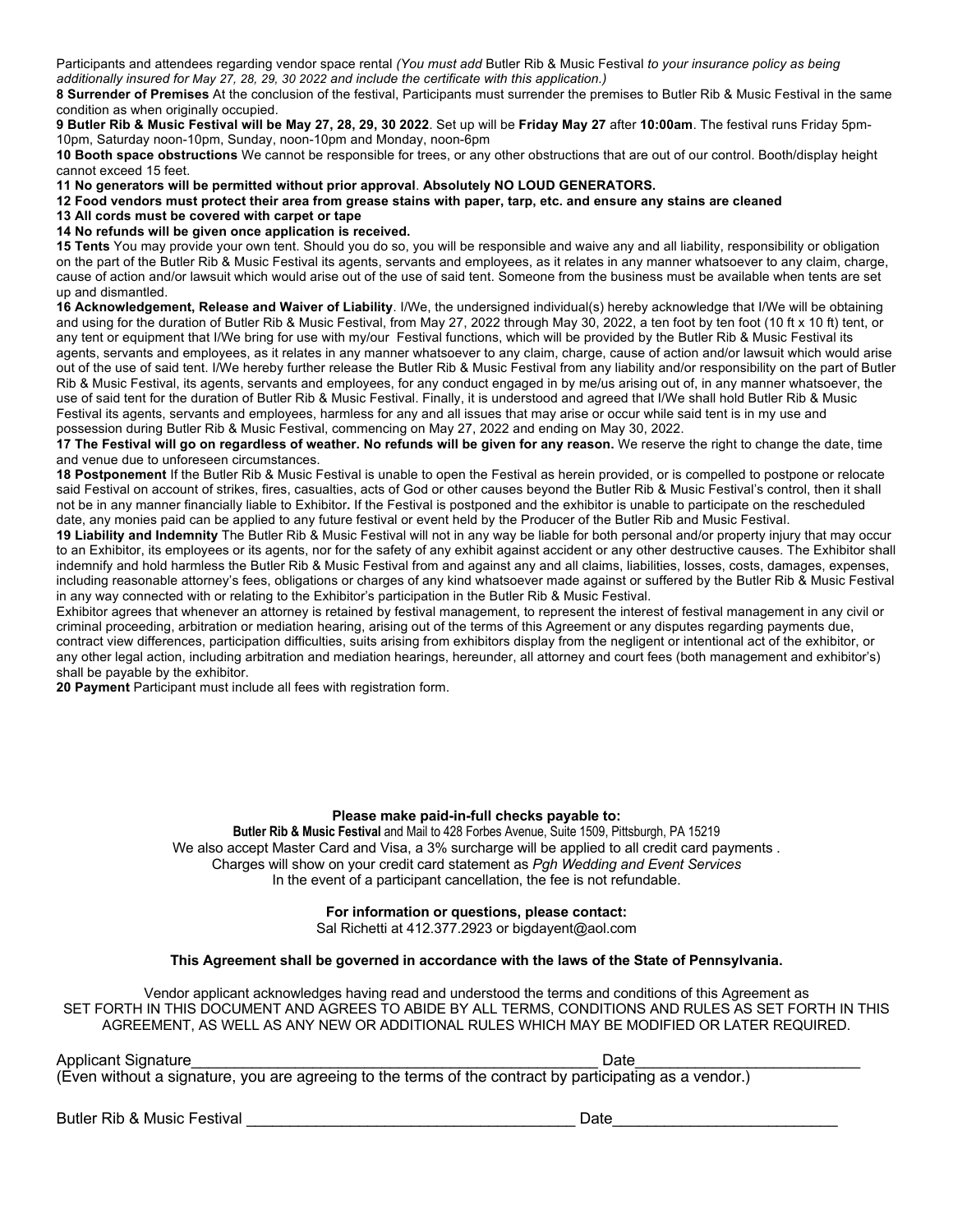Participants and attendees regarding vendor space rental *(You must add* Butler Rib & Music Festival *to your insurance policy as being additionally insured for May 27, 28, 29, 30 2022 and include the certificate with this application.)*

**8 Surrender of Premises** At the conclusion of the festival, Participants must surrender the premises to Butler Rib & Music Festival in the same condition as when originally occupied.

**9 Butler Rib & Music Festival will be May 27, 28, 29, 30 2022**. Set up will be **Friday May 27** after **10:00am**. The festival runs Friday 5pm-10pm, Saturday noon-10pm, Sunday, noon-10pm and Monday, noon-6pm

**10 Booth space obstructions** We cannot be responsible for trees, or any other obstructions that are out of our control. Booth/display height cannot exceed 15 feet.

**11 No generators will be permitted without prior approval**. **Absolutely NO LOUD GENERATORS.**

**12 Food vendors must protect their area from grease stains with paper, tarp, etc. and ensure any stains are cleaned**

**13 All cords must be covered with carpet or tape**

**14 No refunds will be given once application is received.**

**15 Tents** You may provide your own tent. Should you do so, you will be responsible and waive any and all liability, responsibility or obligation on the part of the Butler Rib & Music Festival its agents, servants and employees, as it relates in any manner whatsoever to any claim, charge, cause of action and/or lawsuit which would arise out of the use of said tent. Someone from the business must be available when tents are set up and dismantled.

**16 Acknowledgement, Release and Waiver of Liability**. I/We, the undersigned individual(s) hereby acknowledge that I/We will be obtaining and using for the duration of Butler Rib & Music Festival, from May 27, 2022 through May 30, 2022, a ten foot by ten foot (10 ft x 10 ft) tent, or any tent or equipment that I/We bring for use with my/our Festival functions, which will be provided by the Butler Rib & Music Festival its agents, servants and employees, as it relates in any manner whatsoever to any claim, charge, cause of action and/or lawsuit which would arise out of the use of said tent. I/We hereby further release the Butler Rib & Music Festival from any liability and/or responsibility on the part of Butler Rib & Music Festival, its agents, servants and employees, for any conduct engaged in by me/us arising out of, in any manner whatsoever, the use of said tent for the duration of Butler Rib & Music Festival. Finally, it is understood and agreed that I/We shall hold Butler Rib & Music Festival its agents, servants and employees, harmless for any and all issues that may arise or occur while said tent is in my use and possession during Butler Rib & Music Festival, commencing on May 27, 2022 and ending on May 30, 2022.

**17 The Festival will go on regardless of weather. No refunds will be given for any reason.** We reserve the right to change the date, time and venue due to unforeseen circumstances.

**18 Postponement** If the Butler Rib & Music Festival is unable to open the Festival as herein provided, or is compelled to postpone or relocate said Festival on account of strikes, fires, casualties, acts of God or other causes beyond the Butler Rib & Music Festival's control, then it shall not be in any manner financially liable to Exhibitor**.** If the Festival is postponed and the exhibitor is unable to participate on the rescheduled date, any monies paid can be applied to any future festival or event held by the Producer of the Butler Rib and Music Festival.

**19 Liability and Indemnity** The Butler Rib & Music Festival will not in any way be liable for both personal and/or property injury that may occur to an Exhibitor, its employees or its agents, nor for the safety of any exhibit against accident or any other destructive causes. The Exhibitor shall indemnify and hold harmless the Butler Rib & Music Festival from and against any and all claims, liabilities, losses, costs, damages, expenses, including reasonable attorney's fees, obligations or charges of any kind whatsoever made against or suffered by the Butler Rib & Music Festival in any way connected with or relating to the Exhibitor's participation in the Butler Rib & Music Festival.

Exhibitor agrees that whenever an attorney is retained by festival management, to represent the interest of festival management in any civil or criminal proceeding, arbitration or mediation hearing, arising out of the terms of this Agreement or any disputes regarding payments due, contract view differences, participation difficulties, suits arising from exhibitors display from the negligent or intentional act of the exhibitor, or any other legal action, including arbitration and mediation hearings, hereunder, all attorney and court fees (both management and exhibitor's) shall be payable by the exhibitor.

**20 Payment** Participant must include all fees with registration form.

**Please make paid-in-full checks payable to:**

**Butler Rib & Music Festival** and Mail to 428 Forbes Avenue, Suite 1509, Pittsburgh, PA 15219

We also accept Master Card and Visa, a 3% surcharge will be applied to all credit card payments .

Charges will show on your credit card statement as *Pgh Wedding and Event Services*

In the event of a participant cancellation, the fee is not refundable.

**For information or questions, please contact:**

Sal Richetti at 412.377.2923 or bigdayent@aol.com

**This Agreement shall be governed in accordance with the laws of the State of Pennsylvania.**

Vendor applicant acknowledges having read and understood the terms and conditions of this Agreement as SET FORTH IN THIS DOCUMENT AND AGREES TO ABIDE BY ALL TERMS, CONDITIONS AND RULES AS SET FORTH IN THIS AGREEMENT, AS WELL AS ANY NEW OR ADDITIONAL RULES WHICH MAY BE MODIFIED OR LATER REQUIRED.

Applicant Signature_________________________________________________ Date__________________________

(Even without a signature, you are agreeing to the terms of the contract by participating as a vendor.)

Butler Rib & Music Festival ______________________________________ Date__________________________